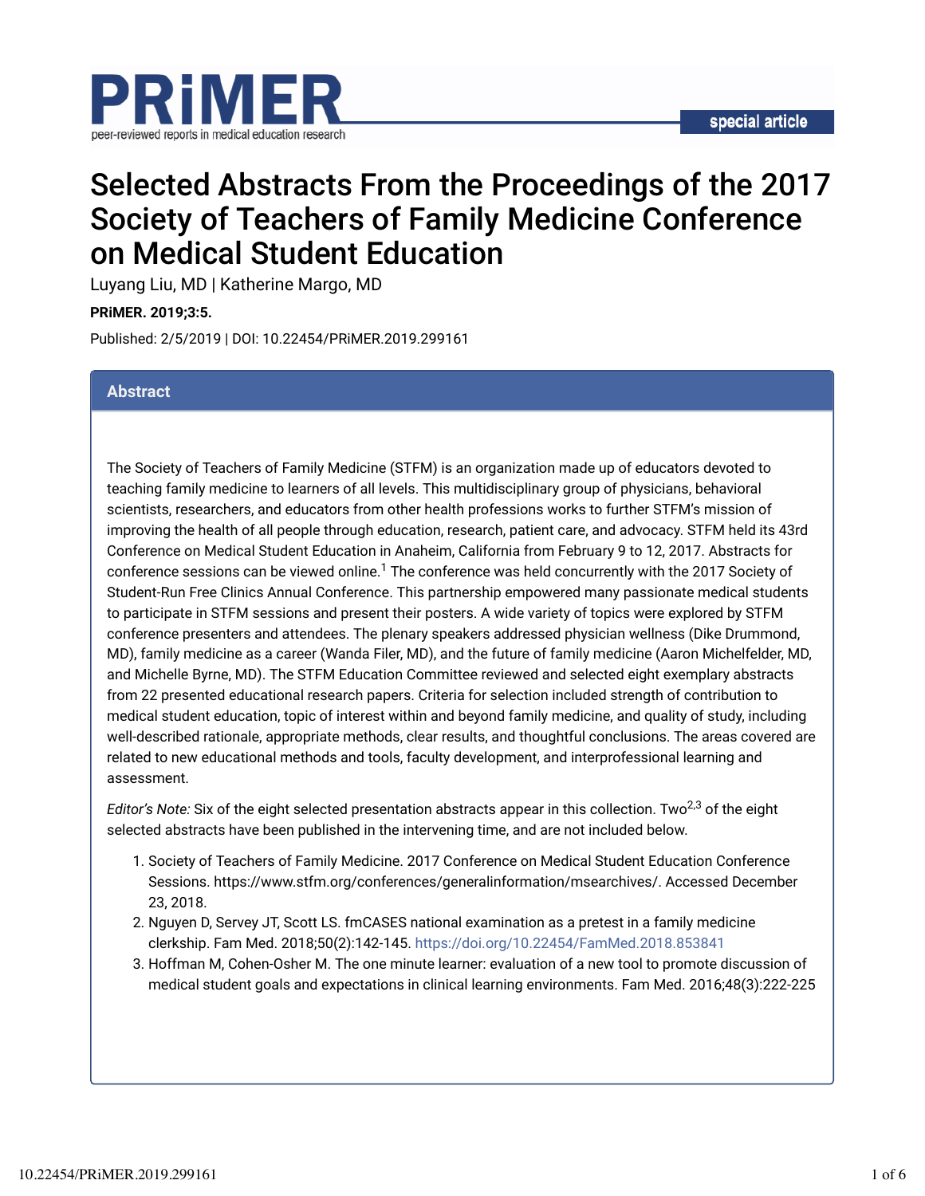# Selected Abstracts From the Proceedings of the 2017 Society of Teachers of Family Medicine Conference on Medical Student Education

Luyang Liu, MD | Katherine Margo, MD

**PRiMER. 2019;3:5.**

Published: 2/5/2019 | DOI: 10.22454/PRiMER.2019.299161

## Abstract

The Society of Teachers of Family Medicine (STFM) is an organization made up of educators devoted to teaching family medicine to learners of all levels. This multidisciplinary group of physicians, behavioral scientists, researchers, and educators from other health professions works to further STFM's mission of improving the health of all people through education, research, patient care, and advocacy. STFM held its 43rd Conference on Medical Student Education in Anaheim, California from February 9 to 12, 2017. Abstracts for conference sessions can be viewed online.[1] The conference was held concurrently with the 2017 Society of Student-Run Free Clinics Annual Conference. This partnership empowered many passionate medical students to participate in STFM sessions and present their posters. A wide variety of topics were explored by STFM conference presenters and attendees. The plenary speakers addressed physician wellness (Dike Drummond, MD), family medicine as a career (Wanda Filer, MD), and the future of family medicine (Aaron Michelfelder, MD, and Michelle Byrne, MD). The STFM Education Committee reviewed and selected eight exemplary abstracts from 22 presented educational research papers. Criteria for selection included strength of contribution to medical student education, topic of interest within and beyond family medicine, and quality of study, including well-described rationale, appropriate methods, clear results, and thoughtful conclusions. The areas covered are related to new educational methods and tools, faculty development, and interprofessional learning and assessment.

*Editor's Note:* Six of the eight selected presentation abstracts appear in this collection. Two[2,3] of the eight selected abstracts have been published in the intervening time, and are not included below.

1. Society of Teachers of Family Medicine. 2017 Conference on Medical Student Education Conference Sessions. https://www.stfm.org/conferences/generalinformation/msearchives/. Accessed December 23, 2018.
2. Nguyen D, Servey JT, Scott LS. fmCASES national examination as a pretest in a family medicine clerkship. Fam Med. 2018;50(2):142-145. https://doi.org/10.22454/FamMed.2018.853841
3. Hoffman M, Cohen-Osher M. The one minute learner: evaluation of a new tool to promote discussion of medical student goals and expectations in clinical learning environments. Fam Med. 2016;48(3):222-225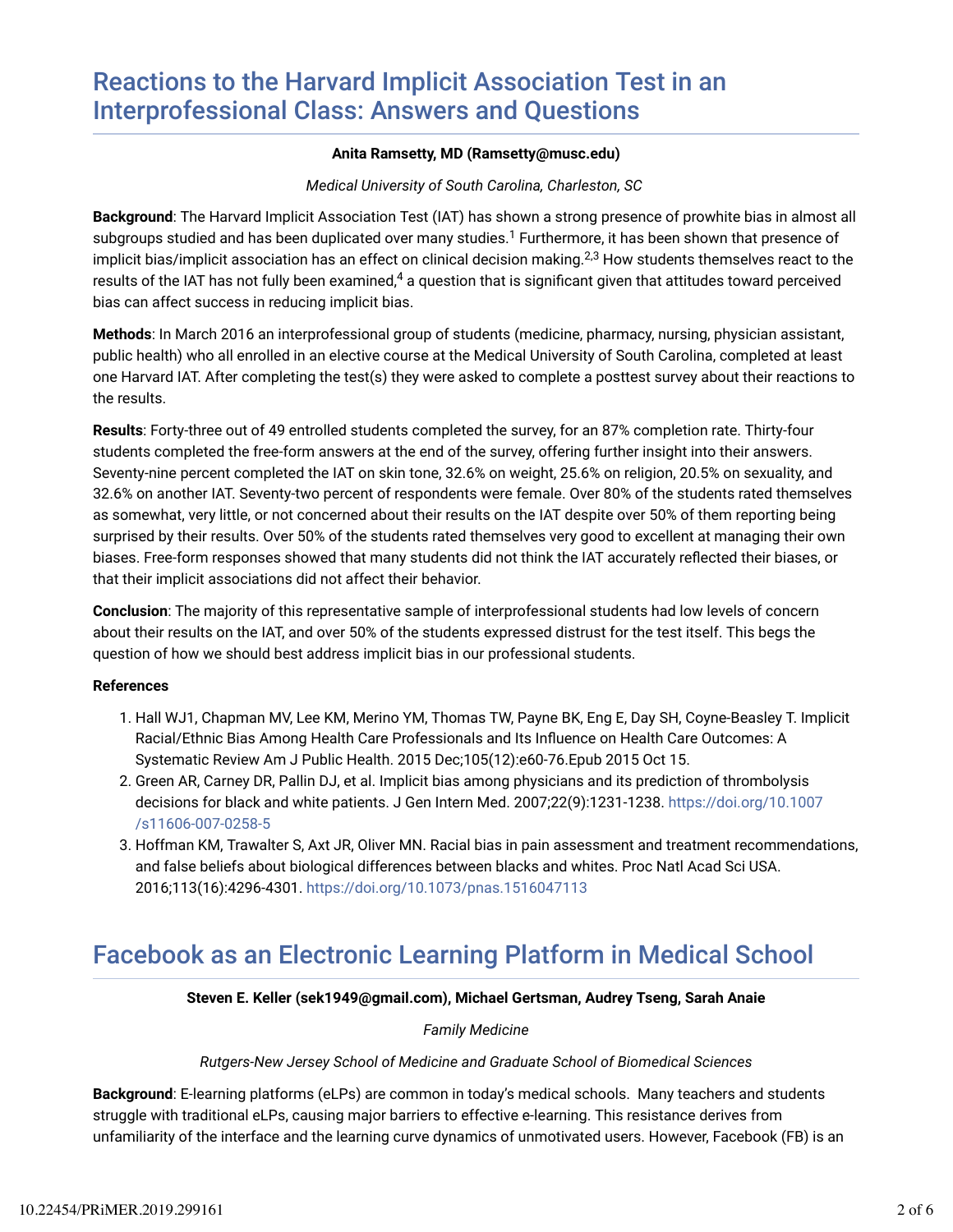# Reactions to the Harvard Implicit Association Test in an Interprofessional Class: Answers and Questions

**Anita Ramsetty, MD (Ramsetty@musc.edu)**

*Medical University of South Carolina, Charleston, SC*

**Background**: The Harvard Implicit Association Test (IAT) has shown a strong presence of prowhite bias in almost all subgroups studied and has been duplicated over many studies.[1] Furthermore, it has been shown that presence of implicit bias/implicit association has an effect on clinical decision making.[2,3] How students themselves react to the results of the IAT has not fully been examined,[4] a question that is significant given that attitudes toward perceived bias can affect success in reducing implicit bias.

**Methods**: In March 2016 an interprofessional group of students (medicine, pharmacy, nursing, physician assistant, public health) who all enrolled in an elective course at the Medical University of South Carolina, completed at least one Harvard IAT. After completing the test(s) they were asked to complete a posttest survey about their reactions to the results.

**Results**: Forty-three out of 49 entrolled students completed the survey, for an 87% completion rate. Thirty-four students completed the free-form answers at the end of the survey, offering further insight into their answers. Seventy-nine percent completed the IAT on skin tone, 32.6% on weight, 25.6% on religion, 20.5% on sexuality, and 32.6% on another IAT. Seventy-two percent of respondents were female. Over 80% of the students rated themselves as somewhat, very little, or not concerned about their results on the IAT despite over 50% of them reporting being surprised by their results. Over 50% of the students rated themselves very good to excellent at managing their own biases. Free-form responses showed that many students did not think the IAT accurately reflected their biases, or that their implicit associations did not affect their behavior.

**Conclusion**: The majority of this representative sample of interprofessional students had low levels of concern about their results on the IAT, and over 50% of the students expressed distrust for the test itself. This begs the question of how we should best address implicit bias in our professional students.

**References**

1. Hall WJ1, Chapman MV, Lee KM, Merino YM, Thomas TW, Payne BK, Eng E, Day SH, Coyne-Beasley T. Implicit Racial/Ethnic Bias Among Health Care Professionals and Its Influence on Health Care Outcomes: A Systematic Review Am J Public Health. 2015 Dec;105(12):e60-76.Epub 2015 Oct 15.
2. Green AR, Carney DR, Pallin DJ, et al. Implicit bias among physicians and its prediction of thrombolysis decisions for black and white patients. J Gen Intern Med. 2007;22(9):1231-1238. https://doi.org/10.1007/s11606-007-0258-5
3. Hoffman KM, Trawalter S, Axt JR, Oliver MN. Racial bias in pain assessment and treatment recommendations, and false beliefs about biological differences between blacks and whites. Proc Natl Acad Sci USA. 2016;113(16):4296-4301. https://doi.org/10.1073/pnas.1516047113

# Facebook as an Electronic Learning Platform in Medical School

**Steven E. Keller (sek1949@gmail.com), Michael Gertsman, Audrey Tseng, Sarah Anaie**

*Family Medicine*

*Rutgers-New Jersey School of Medicine and Graduate School of Biomedical Sciences*

**Background**: E-learning platforms (eLPs) are common in today's medical schools. Many teachers and students struggle with traditional eLPs, causing major barriers to effective e-learning. This resistance derives from unfamiliarity of the interface and the learning curve dynamics of unmotivated users. However, Facebook (FB) is an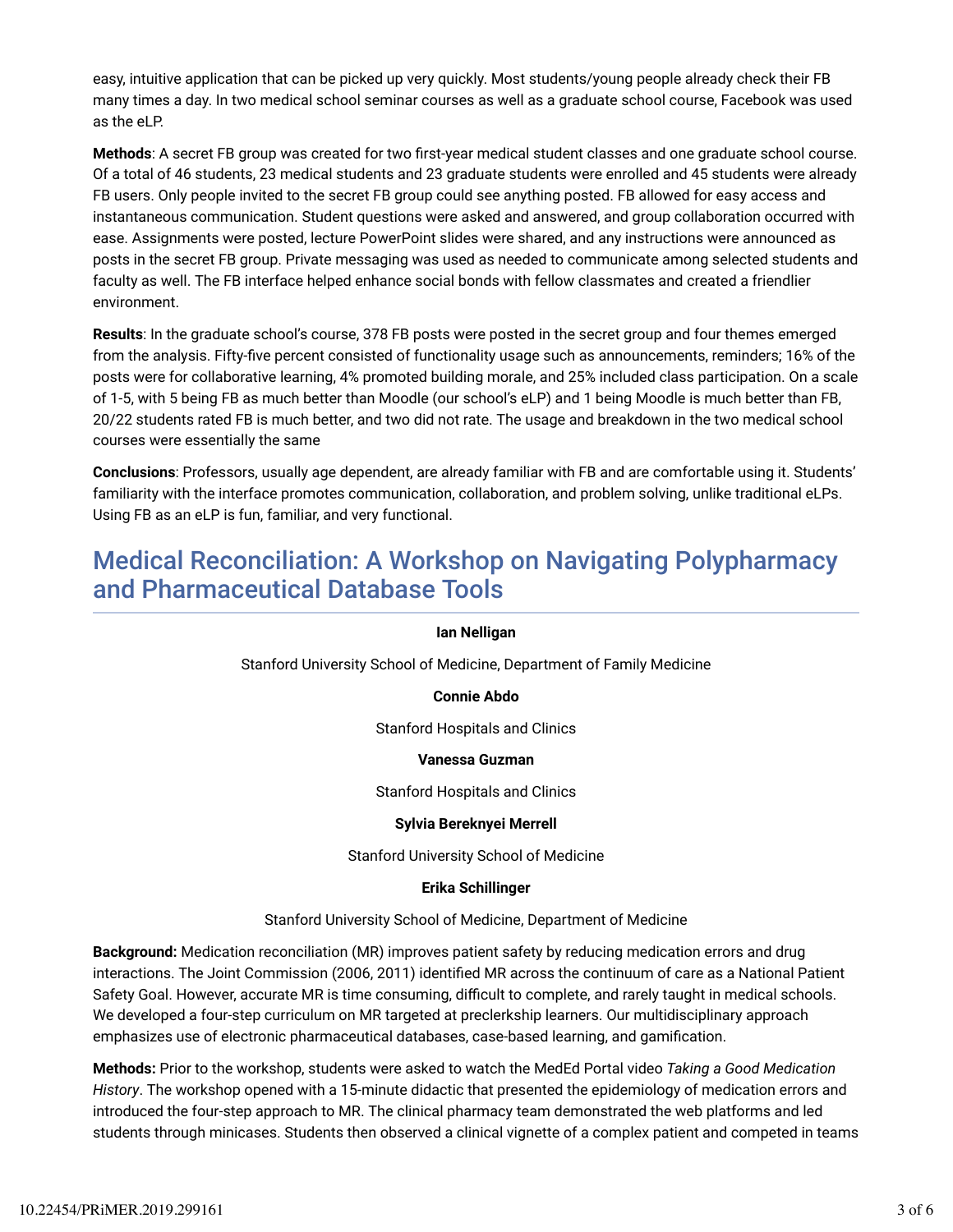easy, intuitive application that can be picked up very quickly. Most students/young people already check their FB many times a day. In two medical school seminar courses as well as a graduate school course, Facebook was used as the eLP.

**Methods**: A secret FB group was created for two first-year medical student classes and one graduate school course. Of a total of 46 students, 23 medical students and 23 graduate students were enrolled and 45 students were already FB users. Only people invited to the secret FB group could see anything posted. FB allowed for easy access and instantaneous communication. Student questions were asked and answered, and group collaboration occurred with ease. Assignments were posted, lecture PowerPoint slides were shared, and any instructions were announced as posts in the secret FB group. Private messaging was used as needed to communicate among selected students and faculty as well. The FB interface helped enhance social bonds with fellow classmates and created a friendlier environment.

**Results**: In the graduate school's course, 378 FB posts were posted in the secret group and four themes emerged from the analysis. Fifty-five percent consisted of functionality usage such as announcements, reminders; 16% of the posts were for collaborative learning, 4% promoted building morale, and 25% included class participation. On a scale of 1-5, with 5 being FB as much better than Moodle (our school's eLP) and 1 being Moodle is much better than FB, 20/22 students rated FB is much better, and two did not rate. The usage and breakdown in the two medical school courses were essentially the same

**Conclusions**: Professors, usually age dependent, are already familiar with FB and are comfortable using it. Students' familiarity with the interface promotes communication, collaboration, and problem solving, unlike traditional eLPs. Using FB as an eLP is fun, familiar, and very functional.

## Medical Reconciliation: A Workshop on Navigating Polypharmacy and Pharmaceutical Database Tools

**Ian Nelligan**

Stanford University School of Medicine, Department of Family Medicine

**Connie Abdo**

Stanford Hospitals and Clinics

**Vanessa Guzman**

Stanford Hospitals and Clinics

**Sylvia Bereknyei Merrell**

Stanford University School of Medicine

**Erika Schillinger**

Stanford University School of Medicine, Department of Medicine

**Background:** Medication reconciliation (MR) improves patient safety by reducing medication errors and drug interactions. The Joint Commission (2006, 2011) identified MR across the continuum of care as a National Patient Safety Goal. However, accurate MR is time consuming, difficult to complete, and rarely taught in medical schools. We developed a four-step curriculum on MR targeted at preclerkship learners. Our multidisciplinary approach emphasizes use of electronic pharmaceutical databases, case-based learning, and gamification.

**Methods:** Prior to the workshop, students were asked to watch the MedEd Portal video *Taking a Good Medication History*. The workshop opened with a 15-minute didactic that presented the epidemiology of medication errors and introduced the four-step approach to MR. The clinical pharmacy team demonstrated the web platforms and led students through minicases. Students then observed a clinical vignette of a complex patient and competed in teams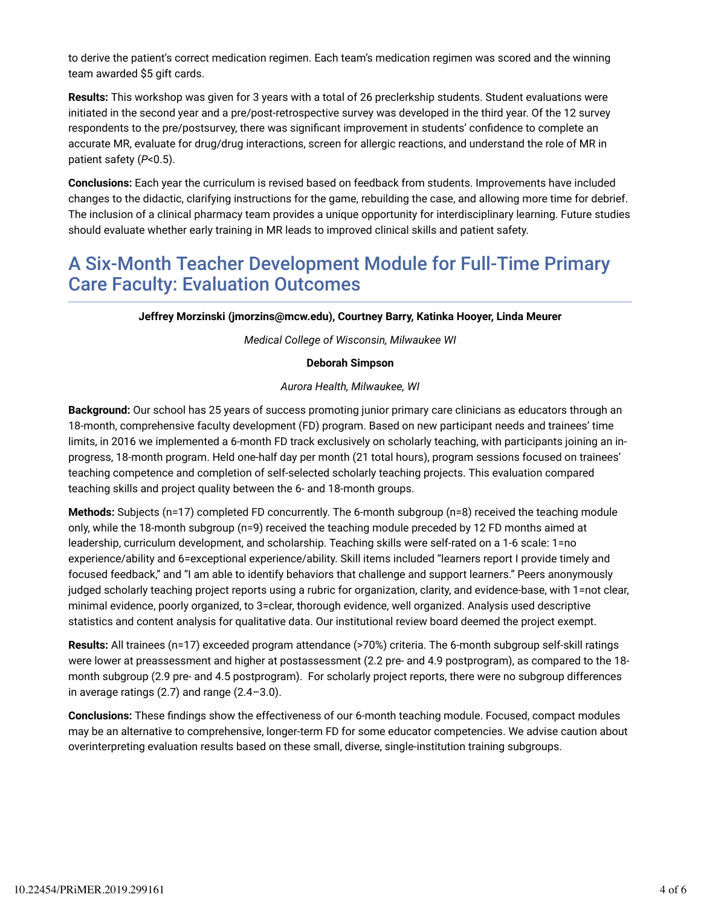to derive the patient's correct medication regimen. Each team's medication regimen was scored and the winning team awarded $5 gift cards.

**Results:** This workshop was given for 3 years with a total of 26 preclerkship students. Student evaluations were initiated in the second year and a pre/post-retrospective survey was developed in the third year. Of the 12 survey respondents to the pre/postsurvey, there was significant improvement in students' confidence to complete an accurate MR, evaluate for drug/drug interactions, screen for allergic reactions, and understand the role of MR in patient safety ($P<0.5$).

**Conclusions:** Each year the curriculum is revised based on feedback from students. Improvements have included changes to the didactic, clarifying instructions for the game, rebuilding the case, and allowing more time for debrief. The inclusion of a clinical pharmacy team provides a unique opportunity for interdisciplinary learning. Future studies should evaluate whether early training in MR leads to improved clinical skills and patient safety.

## A Six-Month Teacher Development Module for Full-Time Primary Care Faculty: Evaluation Outcomes

**Jeffrey Morzinski (jmorzins@mcw.edu), Courtney Barry, Katinka Hooyer, Linda Meurer**

*Medical College of Wisconsin, Milwaukee WI*

**Deborah Simpson**

*Aurora Health, Milwaukee, WI*

**Background:** Our school has 25 years of success promoting junior primary care clinicians as educators through an 18-month, comprehensive faculty development (FD) program. Based on new participant needs and trainees' time limits, in 2016 we implemented a 6-month FD track exclusively on scholarly teaching, with participants joining an in-progress, 18-month program. Held one-half day per month (21 total hours), program sessions focused on trainees' teaching competence and completion of self-selected scholarly teaching projects. This evaluation compared teaching skills and project quality between the 6- and 18-month groups.

**Methods:** Subjects (n=17) completed FD concurrently. The 6-month subgroup (n=8) received the teaching module only, while the 18-month subgroup (n=9) received the teaching module preceded by 12 FD months aimed at leadership, curriculum development, and scholarship. Teaching skills were self-rated on a 1-6 scale: 1=no experience/ability and 6=exceptional experience/ability. Skill items included "learners report I provide timely and focused feedback," and "I am able to identify behaviors that challenge and support learners." Peers anonymously judged scholarly teaching project reports using a rubric for organization, clarity, and evidence-base, with 1=not clear, minimal evidence, poorly organized, to 3=clear, thorough evidence, well organized. Analysis used descriptive statistics and content analysis for qualitative data. Our institutional review board deemed the project exempt.

**Results:** All trainees (n=17) exceeded program attendance (>70%) criteria. The 6-month subgroup self-skill ratings were lower at preassessment and higher at postassessment (2.2 pre- and 4.9 postprogram), as compared to the 18-month subgroup (2.9 pre- and 4.5 postprogram). For scholarly project reports, there were no subgroup differences in average ratings (2.7) and range (2.4–3.0).

**Conclusions:** These findings show the effectiveness of our 6-month teaching module. Focused, compact modules may be an alternative to comprehensive, longer-term FD for some educator competencies. We advise caution about overinterpreting evaluation results based on these small, diverse, single-institution training subgroups.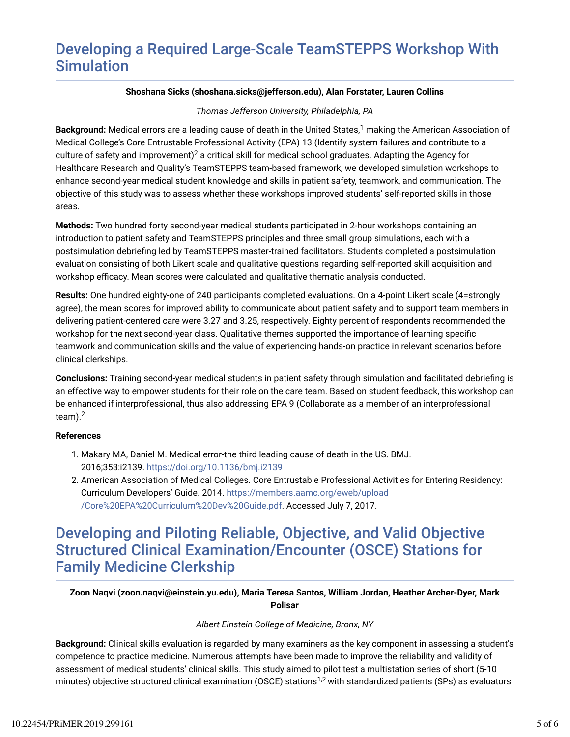# Developing a Required Large-Scale TeamSTEPPS Workshop With Simulation

**Shoshana Sicks (shoshana.sicks@jefferson.edu), Alan Forstater, Lauren Collins**

*Thomas Jefferson University, Philadelphia, PA*

**Background:** Medical errors are a leading cause of death in the United States,[1] making the American Association of Medical College's Core Entrustable Professional Activity (EPA) 13 (Identify system failures and contribute to a culture of safety and improvement)[2] a critical skill for medical school graduates. Adapting the Agency for Healthcare Research and Quality's TeamSTEPPS team-based framework, we developed simulation workshops to enhance second-year medical student knowledge and skills in patient safety, teamwork, and communication. The objective of this study was to assess whether these workshops improved students' self-reported skills in those areas.

**Methods:** Two hundred forty second-year medical students participated in 2-hour workshops containing an introduction to patient safety and TeamSTEPPS principles and three small group simulations, each with a postsimulation debriefing led by TeamSTEPPS master-trained facilitators. Students completed a postsimulation evaluation consisting of both Likert scale and qualitative questions regarding self-reported skill acquisition and workshop efficacy. Mean scores were calculated and qualitative thematic analysis conducted.

**Results:** One hundred eighty-one of 240 participants completed evaluations. On a 4-point Likert scale (4=strongly agree), the mean scores for improved ability to communicate about patient safety and to support team members in delivering patient-centered care were 3.27 and 3.25, respectively. Eighty percent of respondents recommended the workshop for the next second-year class. Qualitative themes supported the importance of learning specific teamwork and communication skills and the value of experiencing hands-on practice in relevant scenarios before clinical clerkships.

**Conclusions:** Training second-year medical students in patient safety through simulation and facilitated debriefing is an effective way to empower students for their role on the care team. Based on student feedback, this workshop can be enhanced if interprofessional, thus also addressing EPA 9 (Collaborate as a member of an interprofessional team).[2]

**References**

1. Makary MA, Daniel M. Medical error-the third leading cause of death in the US. BMJ. 2016;353:i2139. https://doi.org/10.1136/bmj.i2139
2. American Association of Medical Colleges. Core Entrustable Professional Activities for Entering Residency: Curriculum Developers' Guide. 2014. https://members.aamc.org/eweb/upload/Core%20EPA%20Curriculum%20Dev%20Guide.pdf. Accessed July 7, 2017.

# Developing and Piloting Reliable, Objective, and Valid Objective Structured Clinical Examination/Encounter (OSCE) Stations for Family Medicine Clerkship

**Zoon Naqvi (zoon.naqvi@einstein.yu.edu), Maria Teresa Santos, William Jordan, Heather Archer-Dyer, Mark Polisar**

*Albert Einstein College of Medicine, Bronx, NY*

**Background:** Clinical skills evaluation is regarded by many examiners as the key component in assessing a student's competence to practice medicine. Numerous attempts have been made to improve the reliability and validity of assessment of medical students' clinical skills. This study aimed to pilot test a multistation series of short (5-10 minutes) objective structured clinical examination (OSCE) stations[1,2] with standardized patients (SPs) as evaluators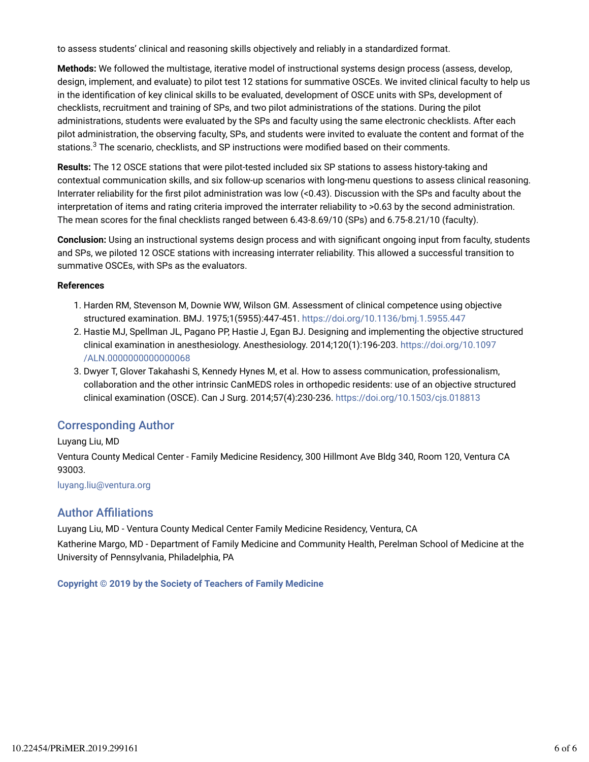to assess students' clinical and reasoning skills objectively and reliably in a standardized format.

**Methods:** We followed the multistage, iterative model of instructional systems design process (assess, develop, design, implement, and evaluate) to pilot test 12 stations for summative OSCEs. We invited clinical faculty to help us in the identification of key clinical skills to be evaluated, development of OSCE units with SPs, development of checklists, recruitment and training of SPs, and two pilot administrations of the stations. During the pilot administrations, students were evaluated by the SPs and faculty using the same electronic checklists. After each pilot administration, the observing faculty, SPs, and students were invited to evaluate the content and format of the stations.[3] The scenario, checklists, and SP instructions were modified based on their comments.

**Results:** The 12 OSCE stations that were pilot-tested included six SP stations to assess history-taking and contextual communication skills, and six follow-up scenarios with long-menu questions to assess clinical reasoning. Interrater reliability for the first pilot administration was low (<0.43). Discussion with the SPs and faculty about the interpretation of items and rating criteria improved the interrater reliability to >0.63 by the second administration. The mean scores for the final checklists ranged between 6.43-8.69/10 (SPs) and 6.75-8.21/10 (faculty).

**Conclusion:** Using an instructional systems design process and with significant ongoing input from faculty, students and SPs, we piloted 12 OSCE stations with increasing interrater reliability. This allowed a successful transition to summative OSCEs, with SPs as the evaluators.

**References**

1. Harden RM, Stevenson M, Downie WW, Wilson GM. Assessment of clinical competence using objective structured examination. BMJ. 1975;1(5955):447-451. https://doi.org/10.1136/bmj.1.5955.447
2. Hastie MJ, Spellman JL, Pagano PP, Hastie J, Egan BJ. Designing and implementing the objective structured clinical examination in anesthesiology. Anesthesiology. 2014;120(1):196-203. https://doi.org/10.1097/ALN.0000000000000068
3. Dwyer T, Glover Takahashi S, Kennedy Hynes M, et al. How to assess communication, professionalism, collaboration and the other intrinsic CanMEDS roles in orthopedic residents: use of an objective structured clinical examination (OSCE). Can J Surg. 2014;57(4):230-236. https://doi.org/10.1503/cjs.018813

## Corresponding Author

Luyang Liu, MD

Ventura County Medical Center - Family Medicine Residency, 300 Hillmont Ave Bldg 340, Room 120, Ventura CA 93003.

luyang.liu@ventura.org

## Author Affiliations

Luyang Liu, MD - Ventura County Medical Center Family Medicine Residency, Ventura, CA

Katherine Margo, MD - Department of Family Medicine and Community Health, Perelman School of Medicine at the University of Pennsylvania, Philadelphia, PA

**Copyright © 2019 by the Society of Teachers of Family Medicine**